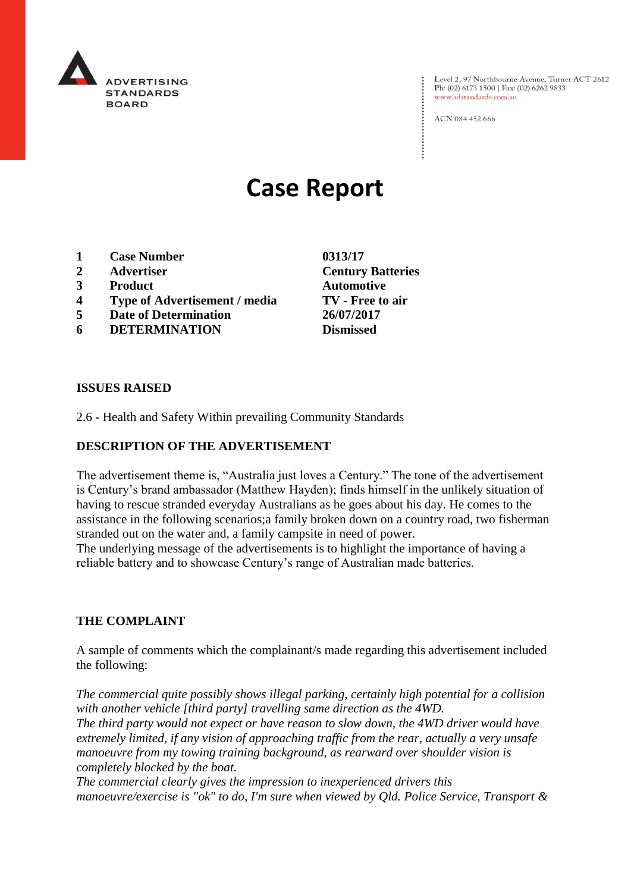ADVERTISING STANDARDS BOARD

Level 2, 97 Northbourne Avenue, Turner ACT 2612
Ph: (02) 6173 1500 | Fax: (02) 6262 9833
www.adstandards.com.au

ACN 084 452 666

# Case Report

| | | |
|---|---|---|
| **1** | **Case Number** | **0313/17** |
| **2** | **Advertiser** | **Century Batteries** |
| **3** | **Product** | **Automotive** |
| **4** | **Type of Advertisement / media** | **TV - Free to air** |
| **5** | **Date of Determination** | **26/07/2017** |
| **6** | **DETERMINATION** | **Dismissed** |

**ISSUES RAISED**

2.6 - Health and Safety Within prevailing Community Standards

**DESCRIPTION OF THE ADVERTISEMENT**

The advertisement theme is, "Australia just loves a Century." The tone of the advertisement is Century's brand ambassador (Matthew Hayden); finds himself in the unlikely situation of having to rescue stranded everyday Australians as he goes about his day. He comes to the assistance in the following scenarios;a family broken down on a country road, two fisherman stranded out on the water and, a family campsite in need of power.
The underlying message of the advertisements is to highlight the importance of having a reliable battery and to showcase Century's range of Australian made batteries.

**THE COMPLAINT**

A sample of comments which the complainant/s made regarding this advertisement included the following:

*The commercial quite possibly shows illegal parking, certainly high potential for a collision with another vehicle [third party] travelling same direction as the 4WD.*
*The third party would not expect or have reason to slow down, the 4WD driver would have extremely limited, if any vision of approaching traffic from the rear, actually a very unsafe manoeuvre from my towing training background, as rearward over shoulder vision is completely blocked by the boat.*
*The commercial clearly gives the impression to inexperienced drivers this manoeuvre/exercise is "ok" to do, I'm sure when viewed by Qld. Police Service, Transport &*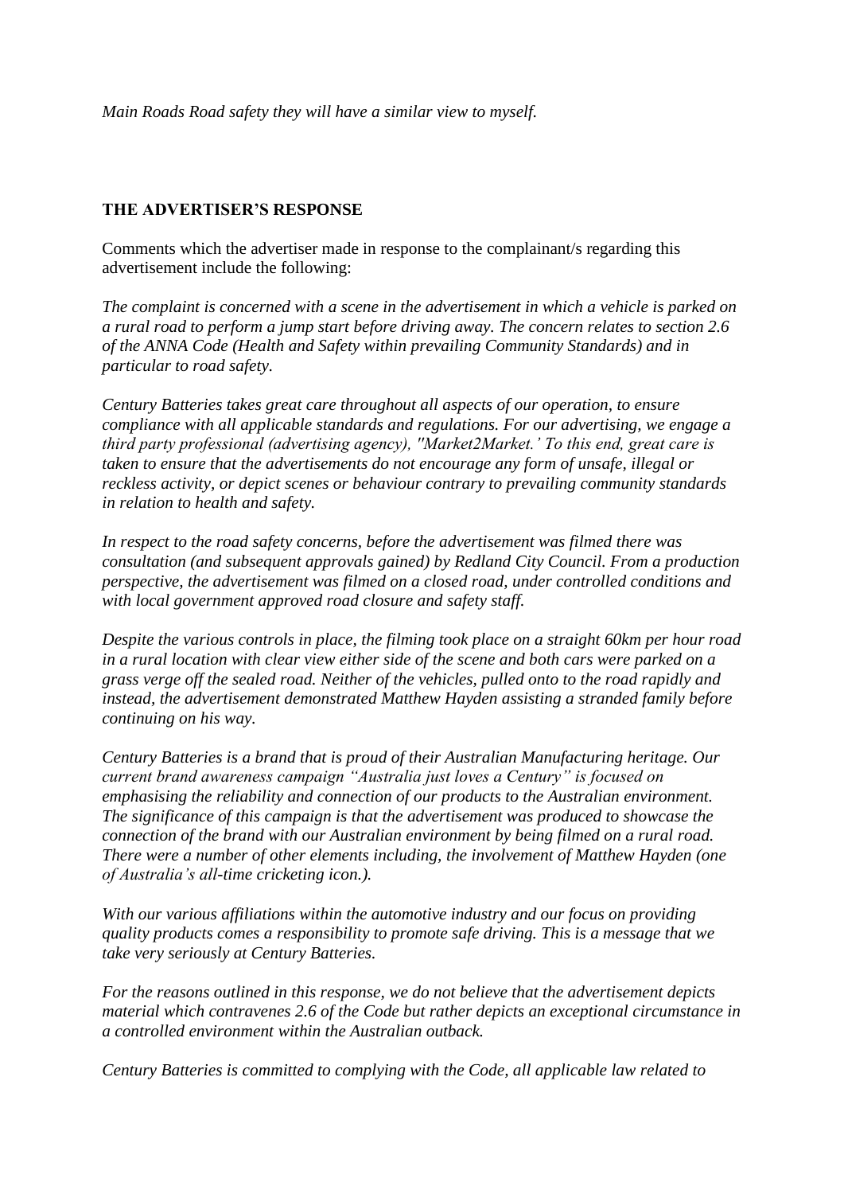*Main Roads Road safety they will have a similar view to myself.*

## THE ADVERTISER'S RESPONSE

Comments which the advertiser made in response to the complainant/s regarding this advertisement include the following:

*The complaint is concerned with a scene in the advertisement in which a vehicle is parked on a rural road to perform a jump start before driving away. The concern relates to section 2.6 of the ANNA Code (Health and Safety within prevailing Community Standards) and in particular to road safety.*

*Century Batteries takes great care throughout all aspects of our operation, to ensure compliance with all applicable standards and regulations. For our advertising, we engage a third party professional (advertising agency), "Market2Market.' To this end, great care is taken to ensure that the advertisements do not encourage any form of unsafe, illegal or reckless activity, or depict scenes or behaviour contrary to prevailing community standards in relation to health and safety.*

*In respect to the road safety concerns, before the advertisement was filmed there was consultation (and subsequent approvals gained) by Redland City Council. From a production perspective, the advertisement was filmed on a closed road, under controlled conditions and with local government approved road closure and safety staff.*

*Despite the various controls in place, the filming took place on a straight 60km per hour road in a rural location with clear view either side of the scene and both cars were parked on a grass verge off the sealed road. Neither of the vehicles, pulled onto to the road rapidly and instead, the advertisement demonstrated Matthew Hayden assisting a stranded family before continuing on his way.*

*Century Batteries is a brand that is proud of their Australian Manufacturing heritage. Our current brand awareness campaign "Australia just loves a Century" is focused on emphasising the reliability and connection of our products to the Australian environment. The significance of this campaign is that the advertisement was produced to showcase the connection of the brand with our Australian environment by being filmed on a rural road. There were a number of other elements including, the involvement of Matthew Hayden (one of Australia's all-time cricketing icon.).*

*With our various affiliations within the automotive industry and our focus on providing quality products comes a responsibility to promote safe driving. This is a message that we take very seriously at Century Batteries.*

*For the reasons outlined in this response, we do not believe that the advertisement depicts material which contravenes 2.6 of the Code but rather depicts an exceptional circumstance in a controlled environment within the Australian outback.*

*Century Batteries is committed to complying with the Code, all applicable law related to*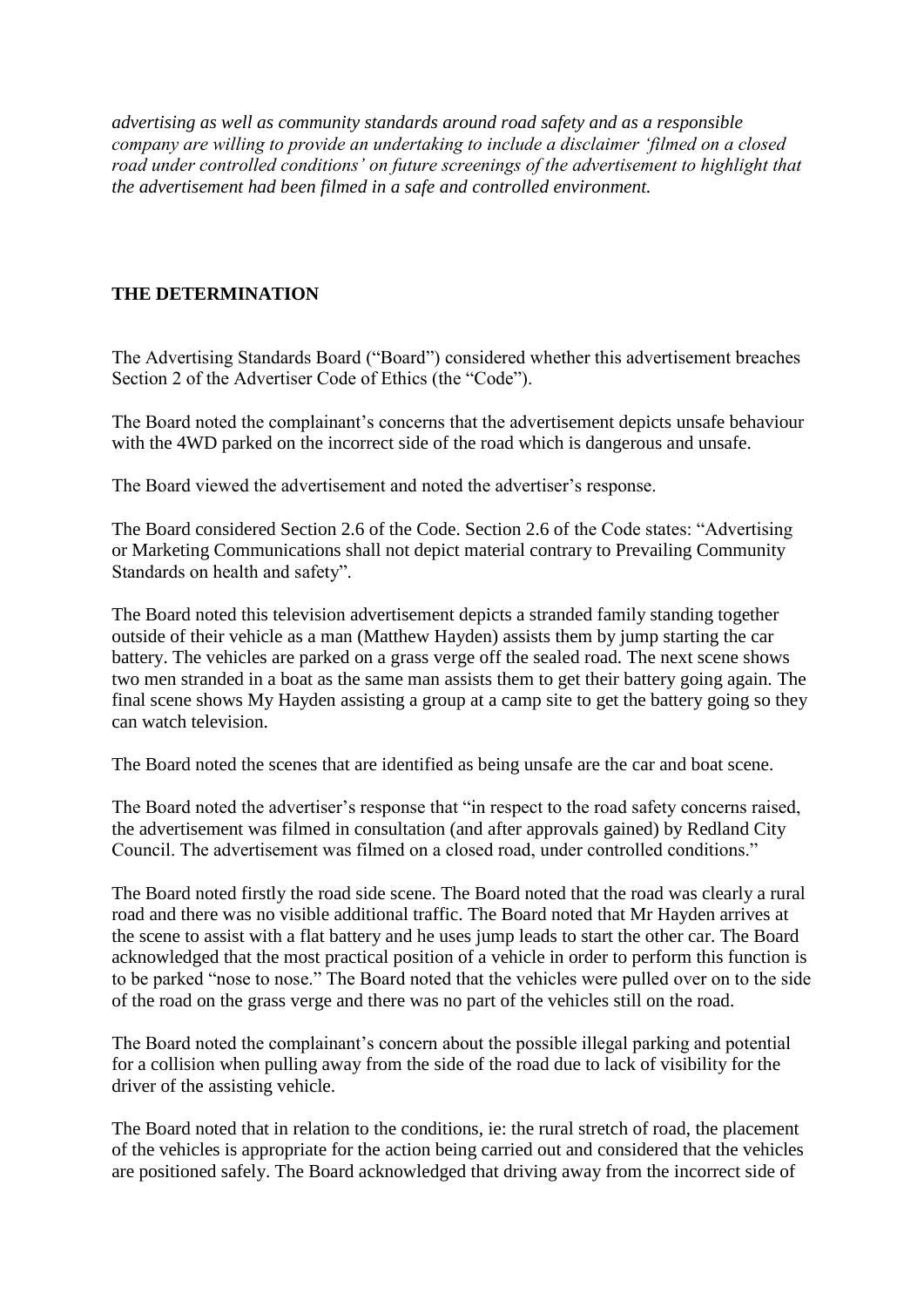*advertising as well as community standards around road safety and as a responsible company are willing to provide an undertaking to include a disclaimer 'filmed on a closed road under controlled conditions' on future screenings of the advertisement to highlight that the advertisement had been filmed in a safe and controlled environment.*

## THE DETERMINATION

The Advertising Standards Board ("Board") considered whether this advertisement breaches Section 2 of the Advertiser Code of Ethics (the "Code").

The Board noted the complainant's concerns that the advertisement depicts unsafe behaviour with the 4WD parked on the incorrect side of the road which is dangerous and unsafe.

The Board viewed the advertisement and noted the advertiser's response.

The Board considered Section 2.6 of the Code. Section 2.6 of the Code states: "Advertising or Marketing Communications shall not depict material contrary to Prevailing Community Standards on health and safety".

The Board noted this television advertisement depicts a stranded family standing together outside of their vehicle as a man (Matthew Hayden) assists them by jump starting the car battery. The vehicles are parked on a grass verge off the sealed road. The next scene shows two men stranded in a boat as the same man assists them to get their battery going again. The final scene shows My Hayden assisting a group at a camp site to get the battery going so they can watch television.

The Board noted the scenes that are identified as being unsafe are the car and boat scene.

The Board noted the advertiser's response that "in respect to the road safety concerns raised, the advertisement was filmed in consultation (and after approvals gained) by Redland City Council. The advertisement was filmed on a closed road, under controlled conditions."

The Board noted firstly the road side scene. The Board noted that the road was clearly a rural road and there was no visible additional traffic. The Board noted that Mr Hayden arrives at the scene to assist with a flat battery and he uses jump leads to start the other car. The Board acknowledged that the most practical position of a vehicle in order to perform this function is to be parked "nose to nose." The Board noted that the vehicles were pulled over on to the side of the road on the grass verge and there was no part of the vehicles still on the road.

The Board noted the complainant's concern about the possible illegal parking and potential for a collision when pulling away from the side of the road due to lack of visibility for the driver of the assisting vehicle.

The Board noted that in relation to the conditions, ie: the rural stretch of road, the placement of the vehicles is appropriate for the action being carried out and considered that the vehicles are positioned safely. The Board acknowledged that driving away from the incorrect side of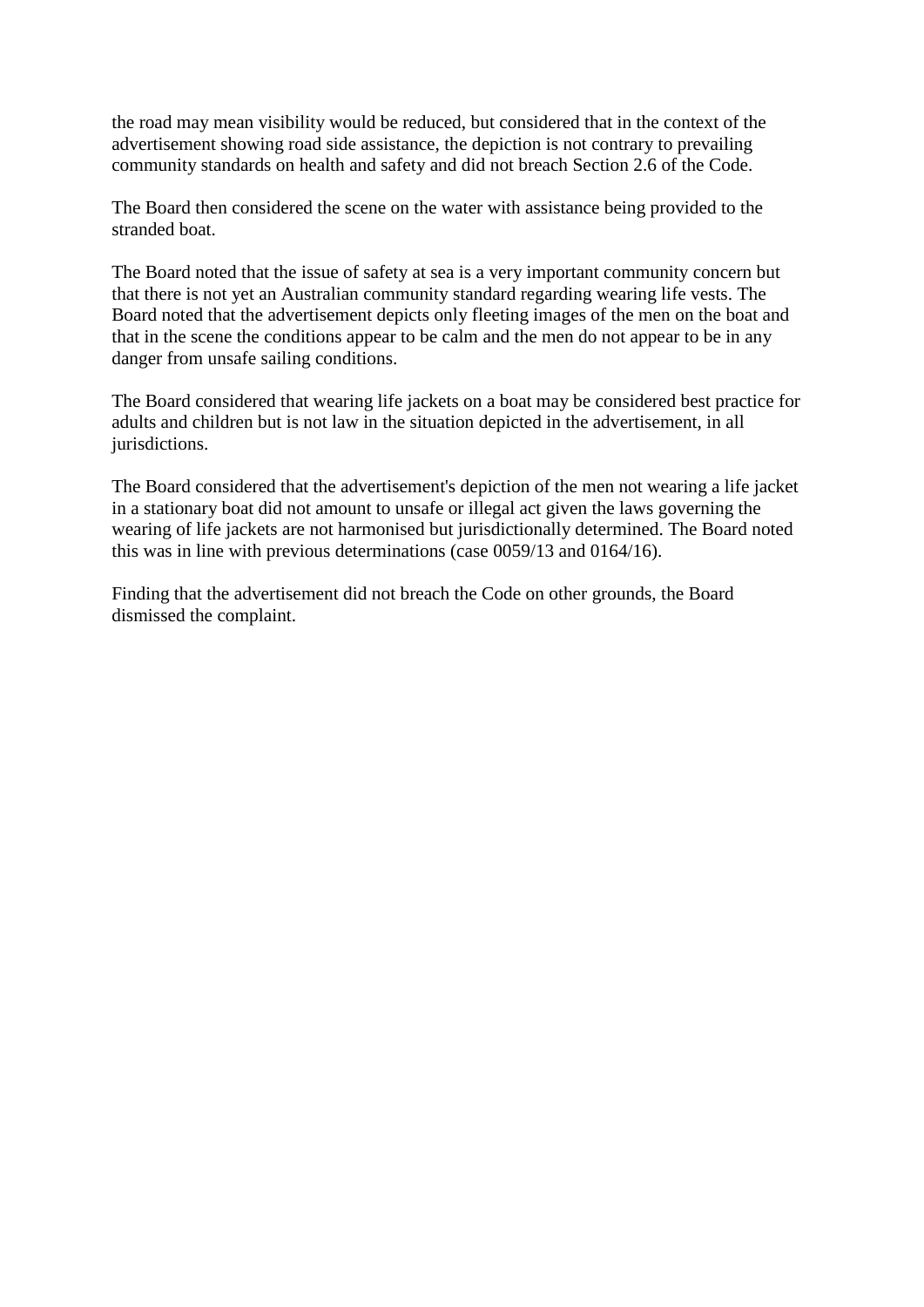the road may mean visibility would be reduced, but considered that in the context of the advertisement showing road side assistance, the depiction is not contrary to prevailing community standards on health and safety and did not breach Section 2.6 of the Code.

The Board then considered the scene on the water with assistance being provided to the stranded boat.

The Board noted that the issue of safety at sea is a very important community concern but that there is not yet an Australian community standard regarding wearing life vests. The Board noted that the advertisement depicts only fleeting images of the men on the boat and that in the scene the conditions appear to be calm and the men do not appear to be in any danger from unsafe sailing conditions.

The Board considered that wearing life jackets on a boat may be considered best practice for adults and children but is not law in the situation depicted in the advertisement, in all jurisdictions.

The Board considered that the advertisement's depiction of the men not wearing a life jacket in a stationary boat did not amount to unsafe or illegal act given the laws governing the wearing of life jackets are not harmonised but jurisdictionally determined. The Board noted this was in line with previous determinations (case 0059/13 and 0164/16).

Finding that the advertisement did not breach the Code on other grounds, the Board dismissed the complaint.